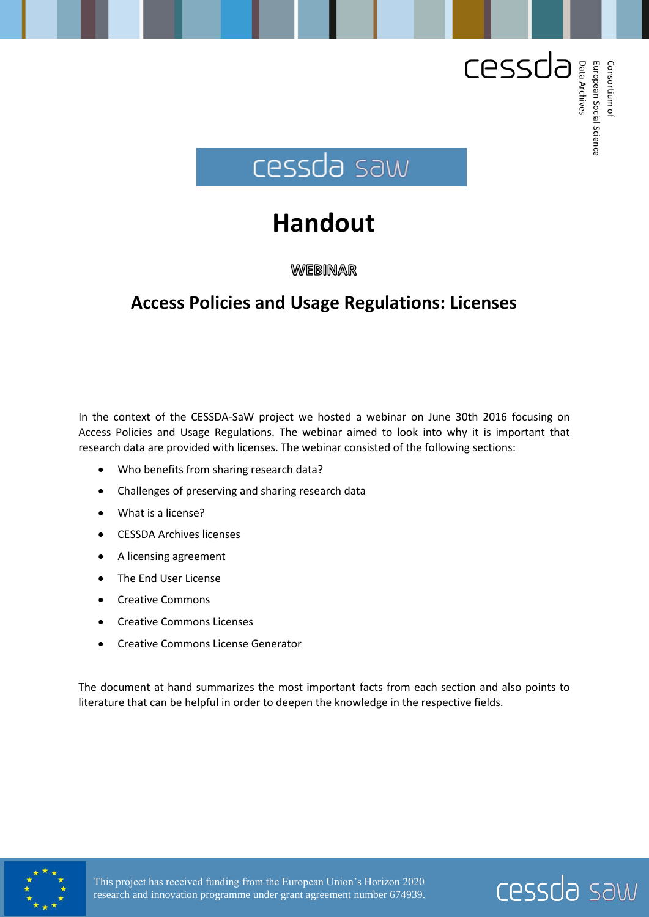cessda

Consortium of European Social Science Data Archives

cessda saw

# Handout

**WEBINAR**

## Access Policies and Usage Regulations: Licenses

In the context of the CESSDA-SaW project we hosted a webinar on June 30th 2016 focusing on Access Policies and Usage Regulations. The webinar aimed to look into why it is important that research data are provided with licenses. The webinar consisted of the following sections:

- Who benefits from sharing research data?
- Challenges of preserving and sharing research data
- What is a license?
- CESSDA Archives licenses
- A licensing agreement
- The End User License
- Creative Commons
- Creative Commons Licenses
- Creative Commons License Generator

The document at hand summarizes the most important facts from each section and also points to literature that can be helpful in order to deepen the knowledge in the respective fields.

This project has received funding from the European Union's Horizon 2020 research and innovation programme under grant agreement number 674939.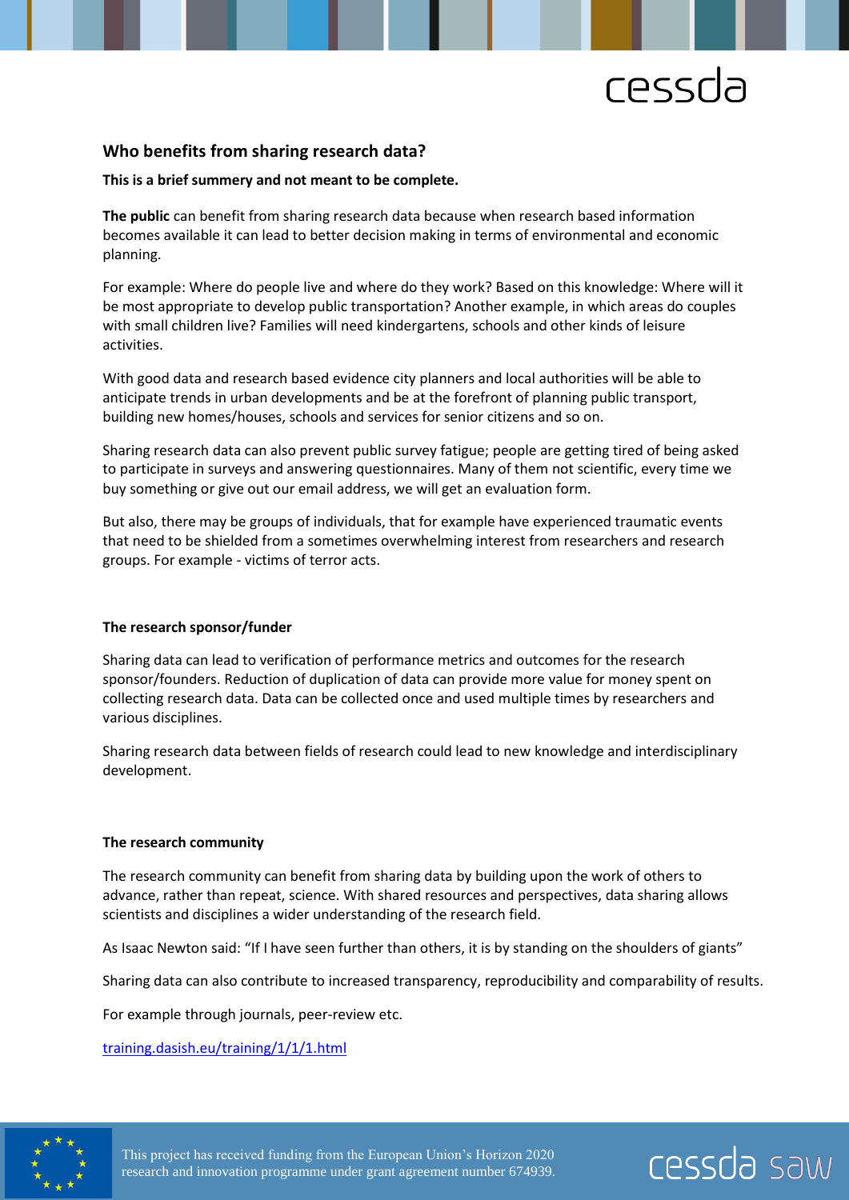## Who benefits from sharing research data?

**This is a brief summery and not meant to be complete.**

**The public** can benefit from sharing research data because when research based information becomes available it can lead to better decision making in terms of environmental and economic planning.

For example: Where do people live and where do they work? Based on this knowledge: Where will it be most appropriate to develop public transportation? Another example, in which areas do couples with small children live? Families will need kindergartens, schools and other kinds of leisure activities.

With good data and research based evidence city planners and local authorities will be able to anticipate trends in urban developments and be at the forefront of planning public transport, building new homes/houses, schools and services for senior citizens and so on.

Sharing research data can also prevent public survey fatigue; people are getting tired of being asked to participate in surveys and answering questionnaires. Many of them not scientific, every time we buy something or give out our email address, we will get an evaluation form.

But also, there may be groups of individuals, that for example have experienced traumatic events that need to be shielded from a sometimes overwhelming interest from researchers and research groups. For example - victims of terror acts.

**The research sponsor/funder**

Sharing data can lead to verification of performance metrics and outcomes for the research sponsor/founders. Reduction of duplication of data can provide more value for money spent on collecting research data. Data can be collected once and used multiple times by researchers and various disciplines.

Sharing research data between fields of research could lead to new knowledge and interdisciplinary development.

**The research community**

The research community can benefit from sharing data by building upon the work of others to advance, rather than repeat, science. With shared resources and perspectives, data sharing allows scientists and disciplines a wider understanding of the research field.

As Isaac Newton said: "If I have seen further than others, it is by standing on the shoulders of giants"

Sharing data can also contribute to increased transparency, reproducibility and comparability of results.

For example through journals, peer-review etc.

[training.dasish.eu/training/1/1/1.html](training.dasish.eu/training/1/1/1.html)

This project has received funding from the European Union's Horizon 2020 research and innovation programme under grant agreement number 674939.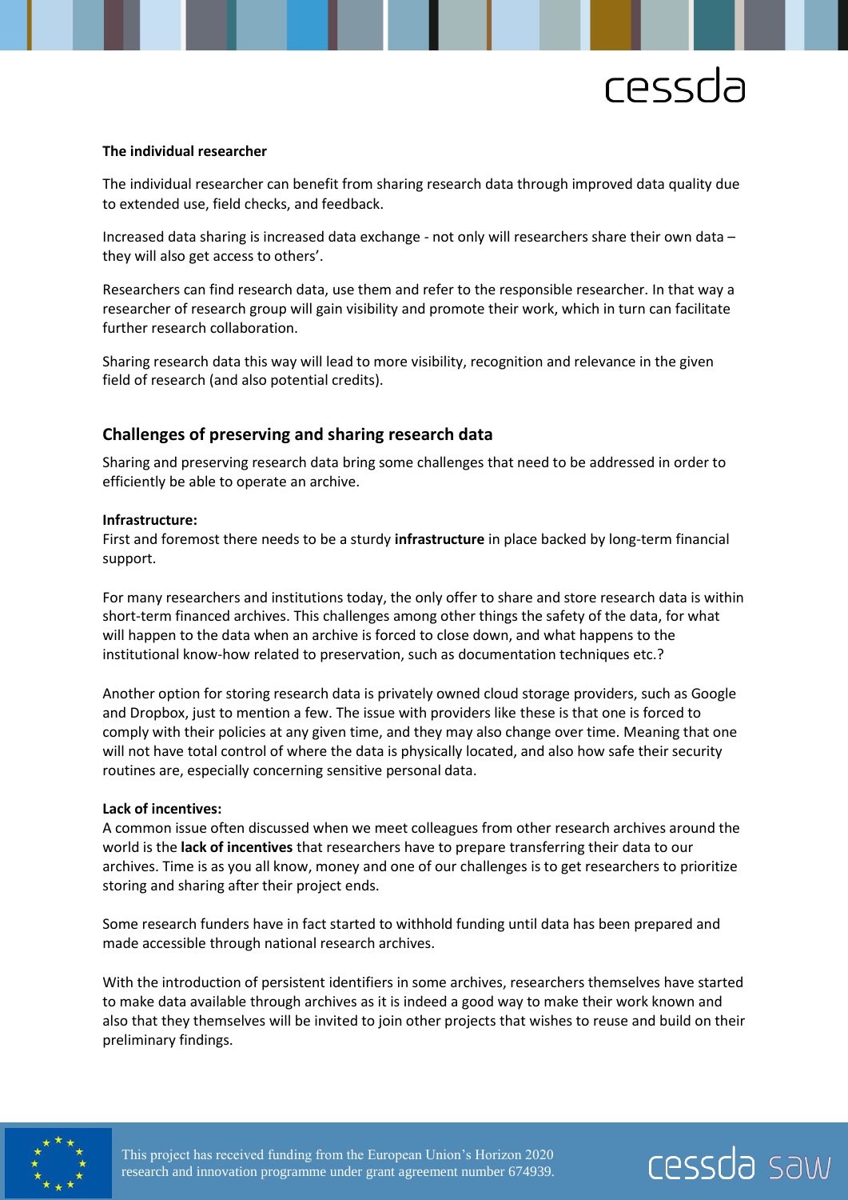**The individual researcher**

The individual researcher can benefit from sharing research data through improved data quality due to extended use, field checks, and feedback.

Increased data sharing is increased data exchange - not only will researchers share their own data – they will also get access to others'.

Researchers can find research data, use them and refer to the responsible researcher. In that way a researcher of research group will gain visibility and promote their work, which in turn can facilitate further research collaboration.

Sharing research data this way will lead to more visibility, recognition and relevance in the given field of research (and also potential credits).

## Challenges of preserving and sharing research data

Sharing and preserving research data bring some challenges that need to be addressed in order to efficiently be able to operate an archive.

**Infrastructure:**
First and foremost there needs to be a sturdy **infrastructure** in place backed by long-term financial support.

For many researchers and institutions today, the only offer to share and store research data is within short-term financed archives. This challenges among other things the safety of the data, for what will happen to the data when an archive is forced to close down, and what happens to the institutional know-how related to preservation, such as documentation techniques etc.?

Another option for storing research data is privately owned cloud storage providers, such as Google and Dropbox, just to mention a few. The issue with providers like these is that one is forced to comply with their policies at any given time, and they may also change over time. Meaning that one will not have total control of where the data is physically located, and also how safe their security routines are, especially concerning sensitive personal data.

**Lack of incentives:**
A common issue often discussed when we meet colleagues from other research archives around the world is the **lack of incentives** that researchers have to prepare transferring their data to our archives. Time is as you all know, money and one of our challenges is to get researchers to prioritize storing and sharing after their project ends.

Some research funders have in fact started to withhold funding until data has been prepared and made accessible through national research archives.

With the introduction of persistent identifiers in some archives, researchers themselves have started to make data available through archives as it is indeed a good way to make their work known and also that they themselves will be invited to join other projects that wishes to reuse and build on their preliminary findings.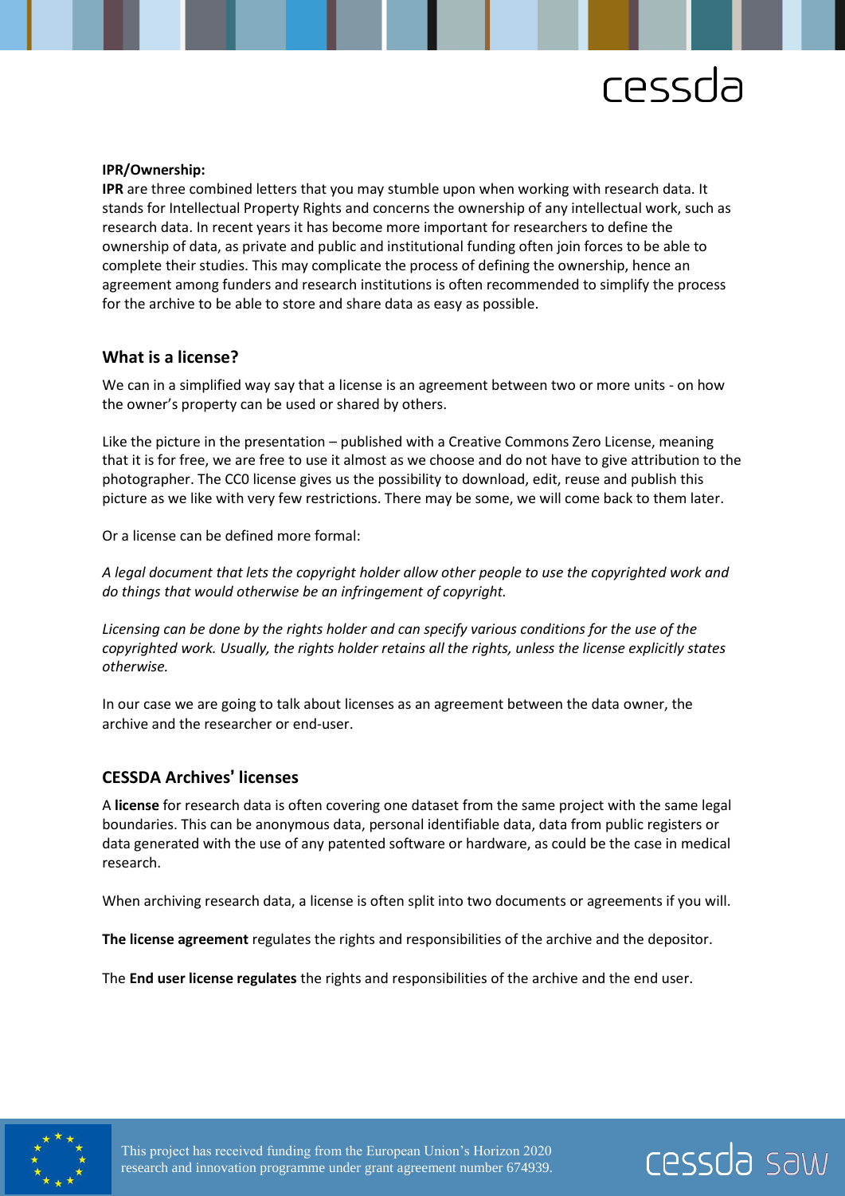**IPR/Ownership:**

**IPR** are three combined letters that you may stumble upon when working with research data. It stands for Intellectual Property Rights and concerns the ownership of any intellectual work, such as research data. In recent years it has become more important for researchers to define the ownership of data, as private and public and institutional funding often join forces to be able to complete their studies. This may complicate the process of defining the ownership, hence an agreement among funders and research institutions is often recommended to simplify the process for the archive to be able to store and share data as easy as possible.

## What is a license?

We can in a simplified way say that a license is an agreement between two or more units - on how the owner's property can be used or shared by others.

Like the picture in the presentation – published with a Creative Commons Zero License, meaning that it is for free, we are free to use it almost as we choose and do not have to give attribution to the photographer. The CC0 license gives us the possibility to download, edit, reuse and publish this picture as we like with very few restrictions. There may be some, we will come back to them later.

Or a license can be defined more formal:

*A legal document that lets the copyright holder allow other people to use the copyrighted work and do things that would otherwise be an infringement of copyright.*

*Licensing can be done by the rights holder and can specify various conditions for the use of the copyrighted work. Usually, the rights holder retains all the rights, unless the license explicitly states otherwise.*

In our case we are going to talk about licenses as an agreement between the data owner, the archive and the researcher or end-user.

## CESSDA Archives' licenses

A **license** for research data is often covering one dataset from the same project with the same legal boundaries. This can be anonymous data, personal identifiable data, data from public registers or data generated with the use of any patented software or hardware, as could be the case in medical research.

When archiving research data, a license is often split into two documents or agreements if you will.

**The license agreement** regulates the rights and responsibilities of the archive and the depositor.

The **End user license regulates** the rights and responsibilities of the archive and the end user.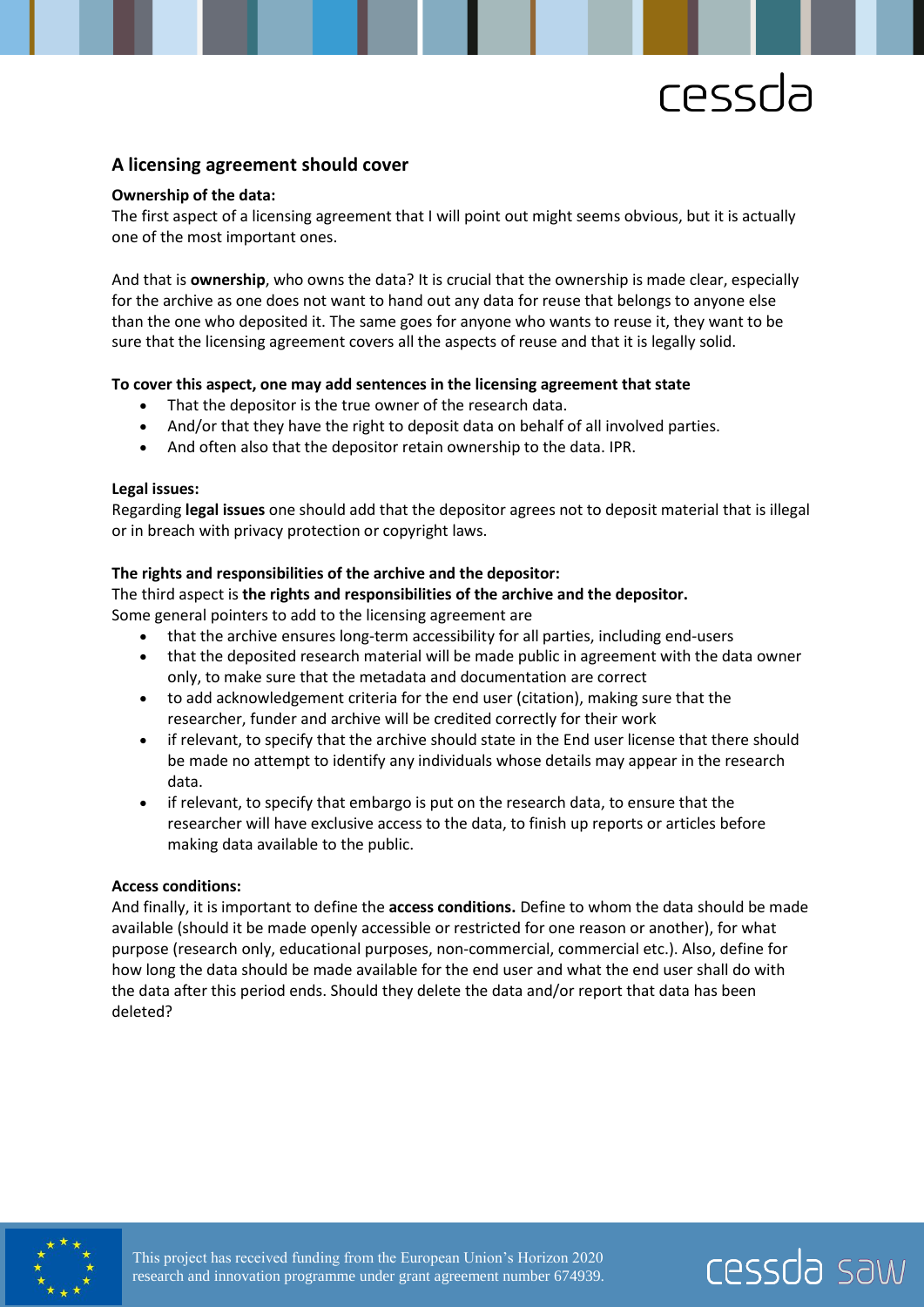## A licensing agreement should cover

**Ownership of the data:**
The first aspect of a licensing agreement that I will point out might seems obvious, but it is actually one of the most important ones.

And that is **ownership**, who owns the data? It is crucial that the ownership is made clear, especially for the archive as one does not want to hand out any data for reuse that belongs to anyone else than the one who deposited it. The same goes for anyone who wants to reuse it, they want to be sure that the licensing agreement covers all the aspects of reuse and that it is legally solid.

**To cover this aspect, one may add sentences in the licensing agreement that state**

- That the depositor is the true owner of the research data.
- And/or that they have the right to deposit data on behalf of all involved parties.
- And often also that the depositor retain ownership to the data. IPR.

**Legal issues:**
Regarding **legal issues** one should add that the depositor agrees not to deposit material that is illegal or in breach with privacy protection or copyright laws.

**The rights and responsibilities of the archive and the depositor:**
The third aspect is **the rights and responsibilities of the archive and the depositor.**
Some general pointers to add to the licensing agreement are

- that the archive ensures long-term accessibility for all parties, including end-users
- that the deposited research material will be made public in agreement with the data owner only, to make sure that the metadata and documentation are correct
- to add acknowledgement criteria for the end user (citation), making sure that the researcher, funder and archive will be credited correctly for their work
- if relevant, to specify that the archive should state in the End user license that there should be made no attempt to identify any individuals whose details may appear in the research data.
- if relevant, to specify that embargo is put on the research data, to ensure that the researcher will have exclusive access to the data, to finish up reports or articles before making data available to the public.

**Access conditions:**
And finally, it is important to define the **access conditions.** Define to whom the data should be made available (should it be made openly accessible or restricted for one reason or another), for what purpose (research only, educational purposes, non-commercial, commercial etc.). Also, define for how long the data should be made available for the end user and what the end user shall do with the data after this period ends. Should they delete the data and/or report that data has been deleted?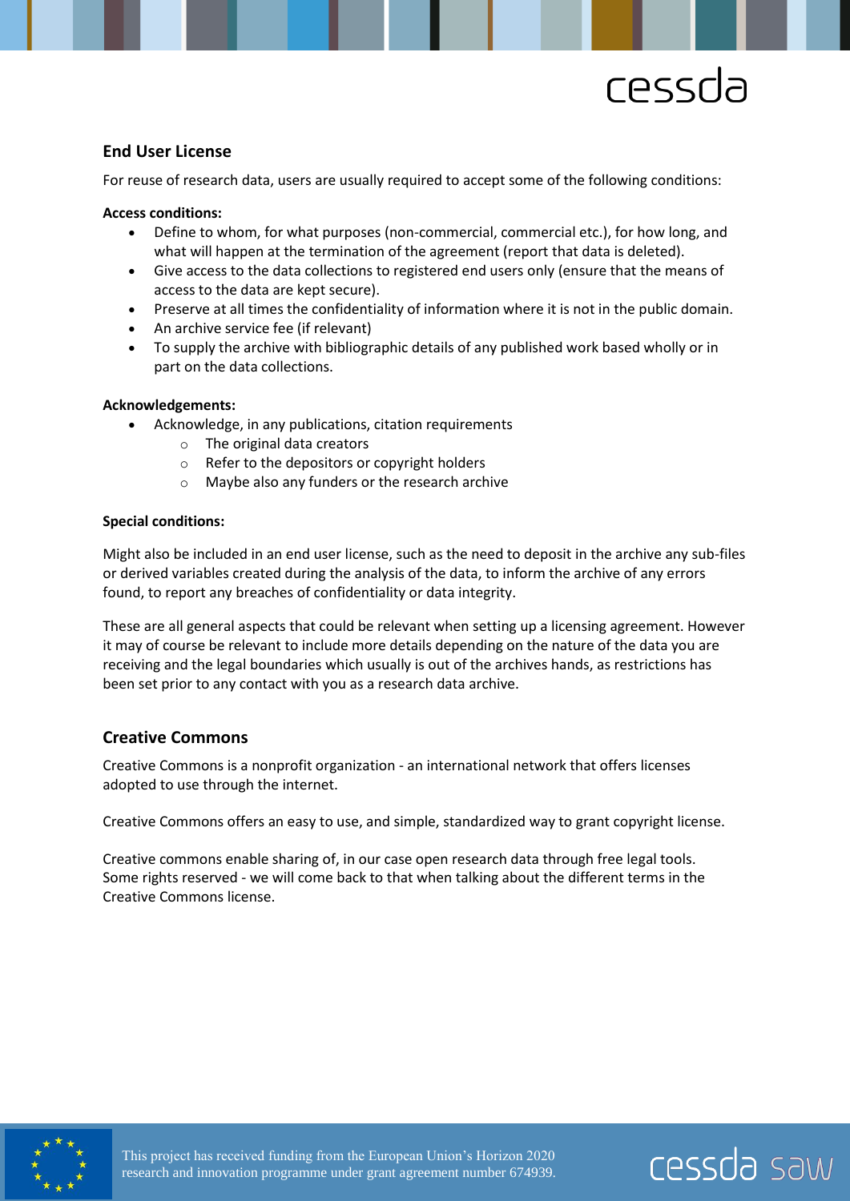## End User License

For reuse of research data, users are usually required to accept some of the following conditions:

**Access conditions:**

- Define to whom, for what purposes (non-commercial, commercial etc.), for how long, and what will happen at the termination of the agreement (report that data is deleted).
- Give access to the data collections to registered end users only (ensure that the means of access to the data are kept secure).
- Preserve at all times the confidentiality of information where it is not in the public domain.
- An archive service fee (if relevant)
- To supply the archive with bibliographic details of any published work based wholly or in part on the data collections.

**Acknowledgements:**

- Acknowledge, in any publications, citation requirements
  - The original data creators
  - Refer to the depositors or copyright holders
  - Maybe also any funders or the research archive

**Special conditions:**

Might also be included in an end user license, such as the need to deposit in the archive any sub-files or derived variables created during the analysis of the data, to inform the archive of any errors found, to report any breaches of confidentiality or data integrity.

These are all general aspects that could be relevant when setting up a licensing agreement. However it may of course be relevant to include more details depending on the nature of the data you are receiving and the legal boundaries which usually is out of the archives hands, as restrictions has been set prior to any contact with you as a research data archive.

## Creative Commons

Creative Commons is a nonprofit organization - an international network that offers licenses adopted to use through the internet.

Creative Commons offers an easy to use, and simple, standardized way to grant copyright license.

Creative commons enable sharing of, in our case open research data through free legal tools. Some rights reserved - we will come back to that when talking about the different terms in the Creative Commons license.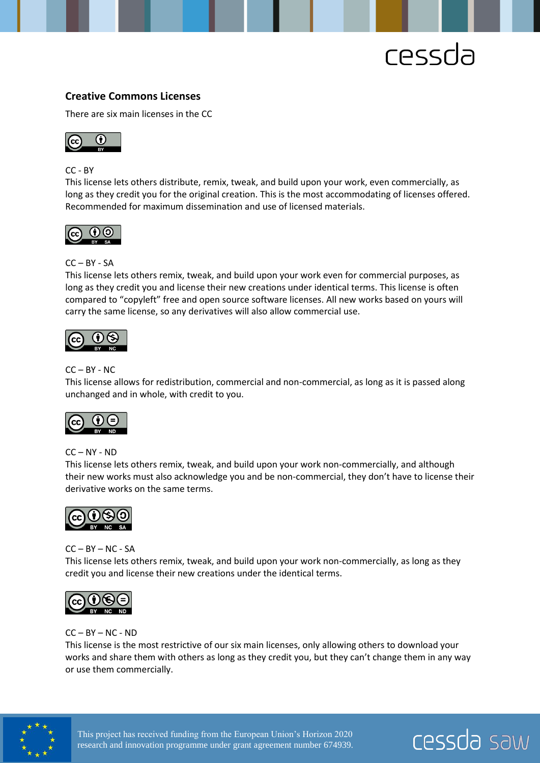## Creative Commons Licenses

There are six main licenses in the CC

CC - BY
This license lets others distribute, remix, tweak, and build upon your work, even commercially, as long as they credit you for the original creation. This is the most accommodating of licenses offered. Recommended for maximum dissemination and use of licensed materials.

CC – BY - SA
This license lets others remix, tweak, and build upon your work even for commercial purposes, as long as they credit you and license their new creations under identical terms. This license is often compared to "copyleft" free and open source software licenses. All new works based on yours will carry the same license, so any derivatives will also allow commercial use.

CC – BY - NC
This license allows for redistribution, commercial and non-commercial, as long as it is passed along unchanged and in whole, with credit to you.

CC – NY - ND
This license lets others remix, tweak, and build upon your work non-commercially, and although their new works must also acknowledge you and be non-commercial, they don't have to license their derivative works on the same terms.

CC – BY – NC - SA
This license lets others remix, tweak, and build upon your work non-commercially, as long as they credit you and license their new creations under the identical terms.

CC – BY – NC - ND
This license is the most restrictive of our six main licenses, only allowing others to download your works and share them with others as long as they credit you, but they can't change them in any way or use them commercially.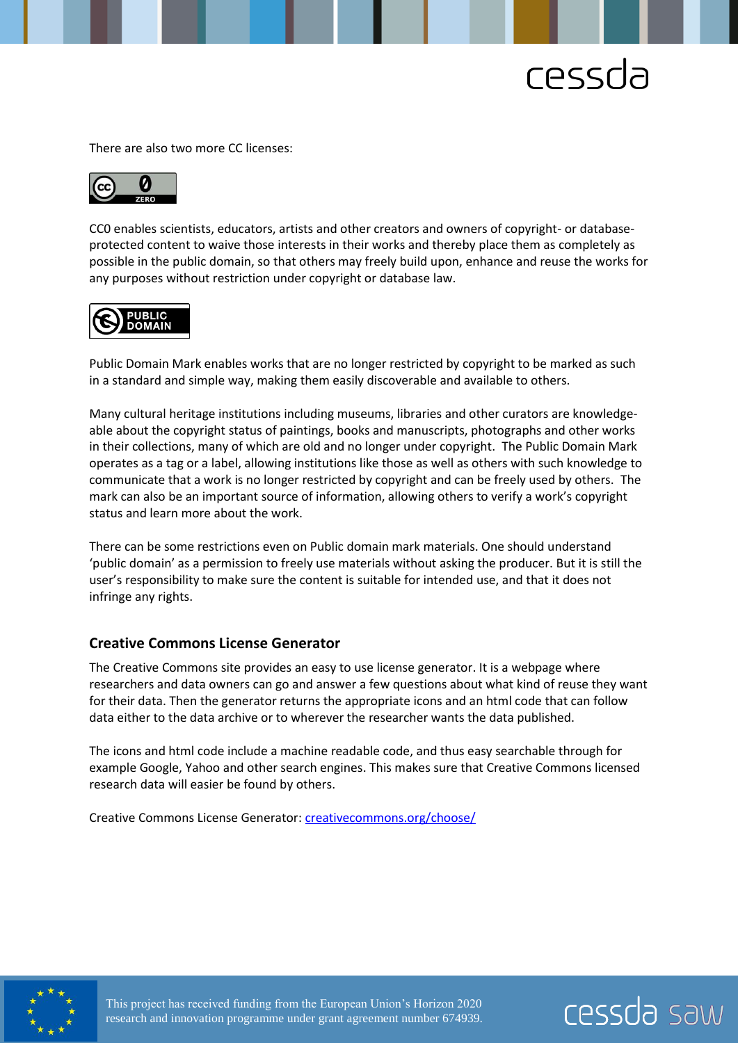There are also two more CC licenses:

CC0 enables scientists, educators, artists and other creators and owners of copyright- or database-protected content to waive those interests in their works and thereby place them as completely as possible in the public domain, so that others may freely build upon, enhance and reuse the works for any purposes without restriction under copyright or database law.

Public Domain Mark enables works that are no longer restricted by copyright to be marked as such in a standard and simple way, making them easily discoverable and available to others.

Many cultural heritage institutions including museums, libraries and other curators are knowledge-able about the copyright status of paintings, books and manuscripts, photographs and other works in their collections, many of which are old and no longer under copyright. The Public Domain Mark operates as a tag or a label, allowing institutions like those as well as others with such knowledge to communicate that a work is no longer restricted by copyright and can be freely used by others. The mark can also be an important source of information, allowing others to verify a work's copyright status and learn more about the work.

There can be some restrictions even on Public domain mark materials. One should understand 'public domain' as a permission to freely use materials without asking the producer. But it is still the user's responsibility to make sure the content is suitable for intended use, and that it does not infringe any rights.

### Creative Commons License Generator

The Creative Commons site provides an easy to use license generator. It is a webpage where researchers and data owners can go and answer a few questions about what kind of reuse they want for their data. Then the generator returns the appropriate icons and an html code that can follow data either to the data archive or to wherever the researcher wants the data published.

The icons and html code include a machine readable code, and thus easy searchable through for example Google, Yahoo and other search engines. This makes sure that Creative Commons licensed research data will easier be found by others.

Creative Commons License Generator: [creativecommons.org/choose/](creativecommons.org/choose/)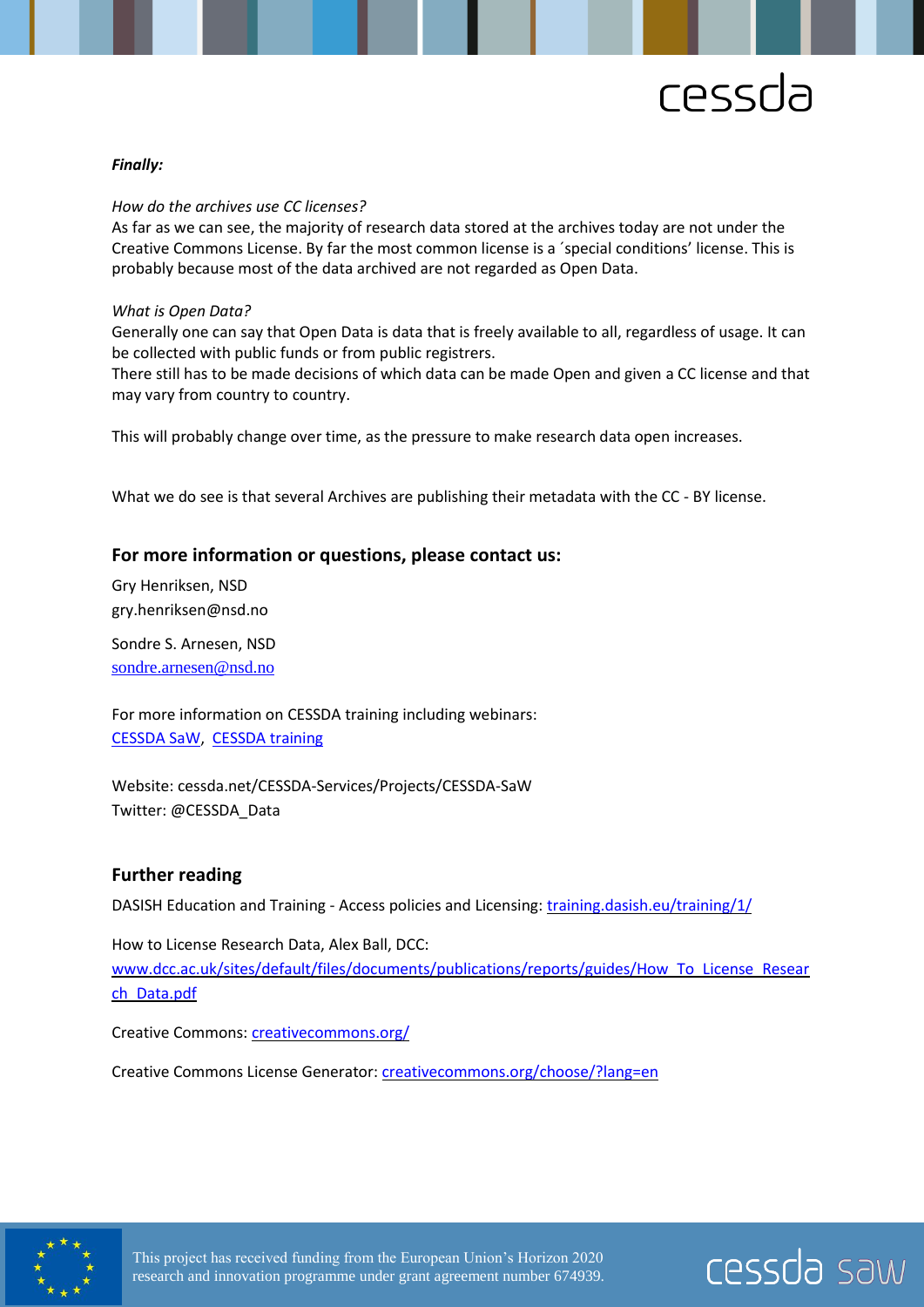***Finally:***

*How do the archives use CC licenses?*
As far as we can see, the majority of research data stored at the archives today are not under the Creative Commons License. By far the most common license is a ´special conditions' license. This is probably because most of the data archived are not regarded as Open Data.

*What is Open Data?*
Generally one can say that Open Data is data that is freely available to all, regardless of usage. It can be collected with public funds or from public registrers.
There still has to be made decisions of which data can be made Open and given a CC license and that may vary from country to country.

This will probably change over time, as the pressure to make research data open increases.

What we do see is that several Archives are publishing their metadata with the CC - BY license.

## For more information or questions, please contact us:

Gry Henriksen, NSD
gry.henriksen@nsd.no

Sondre S. Arnesen, NSD
sondre.arnesen@nsd.no

For more information on CESSDA training including webinars:
CESSDA SaW, CESSDA training

Website: cessda.net/CESSDA-Services/Projects/CESSDA-SaW
Twitter: @CESSDA_Data

## Further reading

DASISH Education and Training - Access policies and Licensing: training.dasish.eu/training/1/

How to License Research Data, Alex Ball, DCC:
www.dcc.ac.uk/sites/default/files/documents/publications/reports/guides/How_To_License_Research_Data.pdf

Creative Commons: creativecommons.org/

Creative Commons License Generator: creativecommons.org/choose/?lang=en

This project has received funding from the European Union's Horizon 2020 research and innovation programme under grant agreement number 674939.